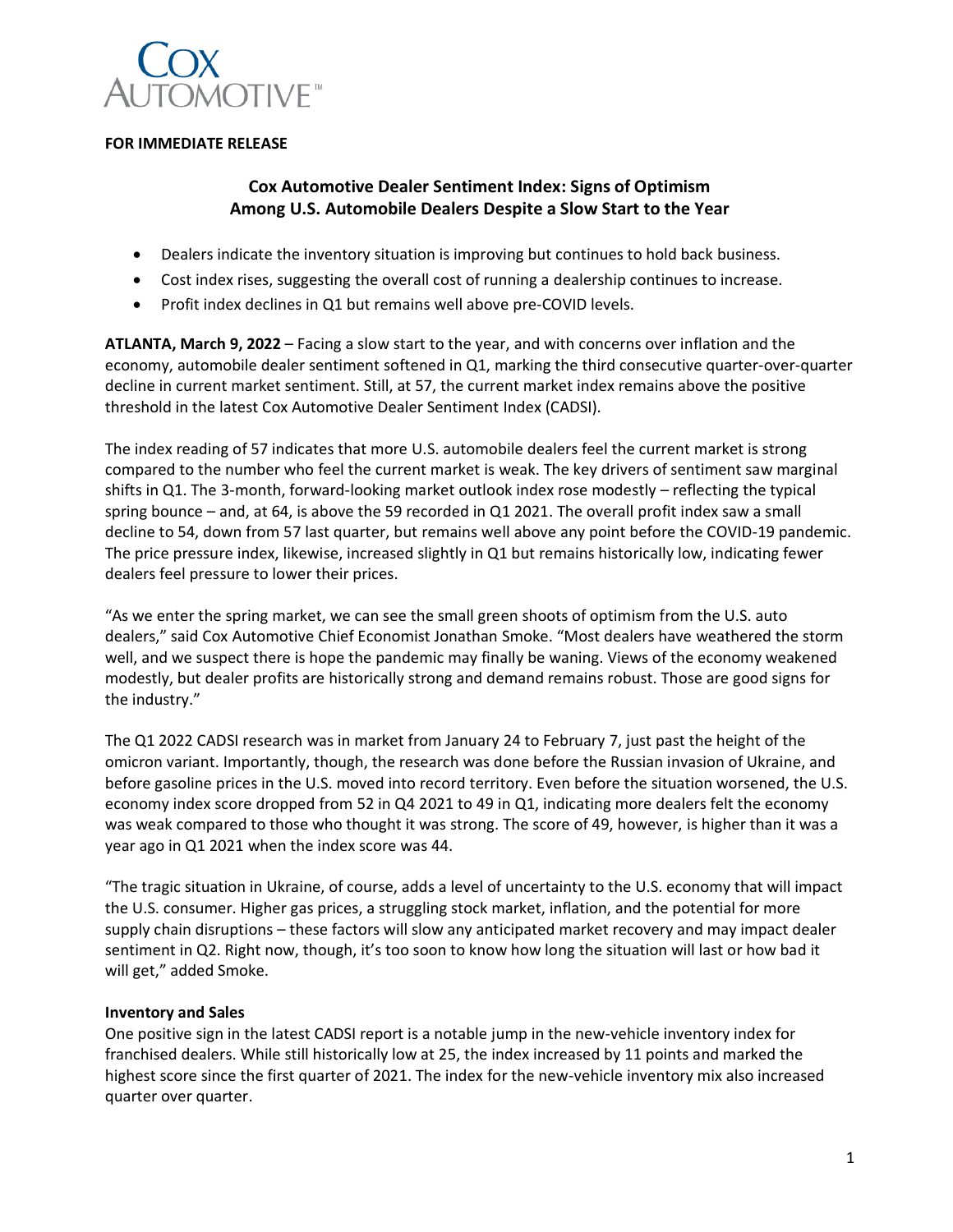Cox Automotive™

**FOR IMMEDIATE RELEASE**

## Cox Automotive Dealer Sentiment Index: Signs of Optimism Among U.S. Automobile Dealers Despite a Slow Start to the Year

- Dealers indicate the inventory situation is improving but continues to hold back business.
- Cost index rises, suggesting the overall cost of running a dealership continues to increase.
- Profit index declines in Q1 but remains well above pre-COVID levels.

**ATLANTA, March 9, 2022** – Facing a slow start to the year, and with concerns over inflation and the economy, automobile dealer sentiment softened in Q1, marking the third consecutive quarter-over-quarter decline in current market sentiment. Still, at 57, the current market index remains above the positive threshold in the latest Cox Automotive Dealer Sentiment Index (CADSI).

The index reading of 57 indicates that more U.S. automobile dealers feel the current market is strong compared to the number who feel the current market is weak. The key drivers of sentiment saw marginal shifts in Q1. The 3-month, forward-looking market outlook index rose modestly – reflecting the typical spring bounce – and, at 64, is above the 59 recorded in Q1 2021. The overall profit index saw a small decline to 54, down from 57 last quarter, but remains well above any point before the COVID-19 pandemic. The price pressure index, likewise, increased slightly in Q1 but remains historically low, indicating fewer dealers feel pressure to lower their prices.

"As we enter the spring market, we can see the small green shoots of optimism from the U.S. auto dealers," said Cox Automotive Chief Economist Jonathan Smoke. "Most dealers have weathered the storm well, and we suspect there is hope the pandemic may finally be waning. Views of the economy weakened modestly, but dealer profits are historically strong and demand remains robust. Those are good signs for the industry."

The Q1 2022 CADSI research was in market from January 24 to February 7, just past the height of the omicron variant. Importantly, though, the research was done before the Russian invasion of Ukraine, and before gasoline prices in the U.S. moved into record territory. Even before the situation worsened, the U.S. economy index score dropped from 52 in Q4 2021 to 49 in Q1, indicating more dealers felt the economy was weak compared to those who thought it was strong. The score of 49, however, is higher than it was a year ago in Q1 2021 when the index score was 44.

"The tragic situation in Ukraine, of course, adds a level of uncertainty to the U.S. economy that will impact the U.S. consumer. Higher gas prices, a struggling stock market, inflation, and the potential for more supply chain disruptions – these factors will slow any anticipated market recovery and may impact dealer sentiment in Q2. Right now, though, it's too soon to know how long the situation will last or how bad it will get," added Smoke.

**Inventory and Sales**

One positive sign in the latest CADSI report is a notable jump in the new-vehicle inventory index for franchised dealers. While still historically low at 25, the index increased by 11 points and marked the highest score since the first quarter of 2021. The index for the new-vehicle inventory mix also increased quarter over quarter.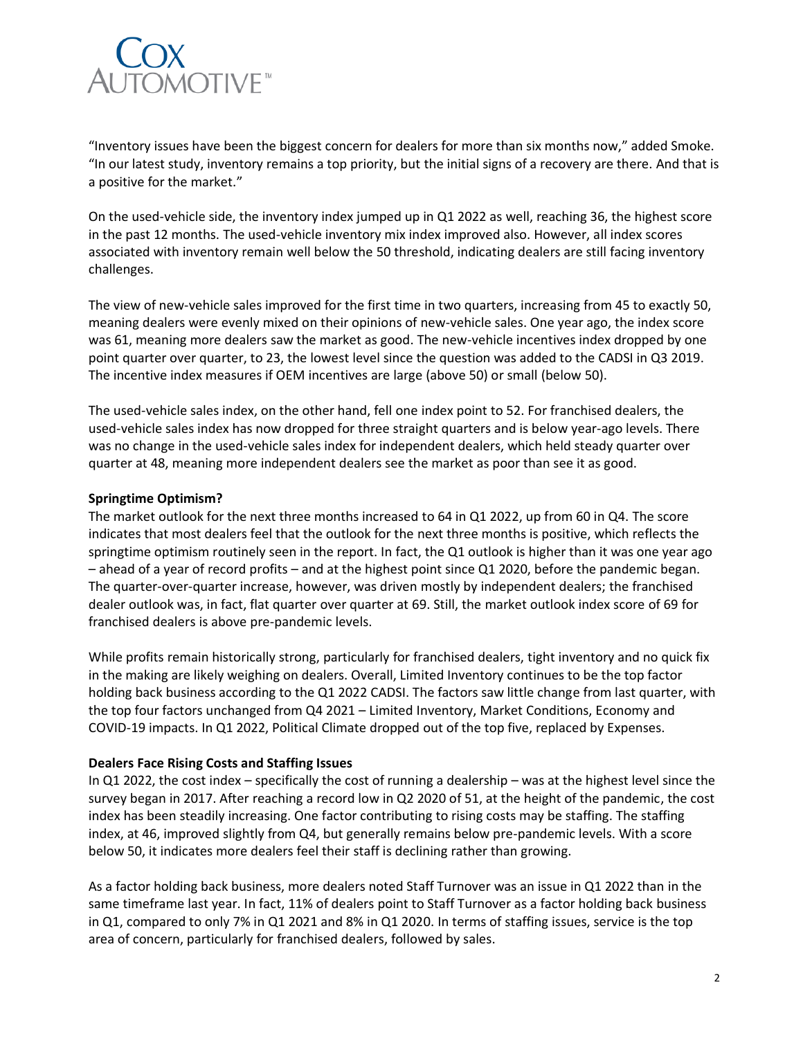"Inventory issues have been the biggest concern for dealers for more than six months now," added Smoke. "In our latest study, inventory remains a top priority, but the initial signs of a recovery are there. And that is a positive for the market."

On the used-vehicle side, the inventory index jumped up in Q1 2022 as well, reaching 36, the highest score in the past 12 months. The used-vehicle inventory mix index improved also. However, all index scores associated with inventory remain well below the 50 threshold, indicating dealers are still facing inventory challenges.

The view of new-vehicle sales improved for the first time in two quarters, increasing from 45 to exactly 50, meaning dealers were evenly mixed on their opinions of new-vehicle sales. One year ago, the index score was 61, meaning more dealers saw the market as good. The new-vehicle incentives index dropped by one point quarter over quarter, to 23, the lowest level since the question was added to the CADSI in Q3 2019. The incentive index measures if OEM incentives are large (above 50) or small (below 50).

The used-vehicle sales index, on the other hand, fell one index point to 52. For franchised dealers, the used-vehicle sales index has now dropped for three straight quarters and is below year-ago levels. There was no change in the used-vehicle sales index for independent dealers, which held steady quarter over quarter at 48, meaning more independent dealers see the market as poor than see it as good.

**Springtime Optimism?**

The market outlook for the next three months increased to 64 in Q1 2022, up from 60 in Q4. The score indicates that most dealers feel that the outlook for the next three months is positive, which reflects the springtime optimism routinely seen in the report. In fact, the Q1 outlook is higher than it was one year ago – ahead of a year of record profits – and at the highest point since Q1 2020, before the pandemic began. The quarter-over-quarter increase, however, was driven mostly by independent dealers; the franchised dealer outlook was, in fact, flat quarter over quarter at 69. Still, the market outlook index score of 69 for franchised dealers is above pre-pandemic levels.

While profits remain historically strong, particularly for franchised dealers, tight inventory and no quick fix in the making are likely weighing on dealers. Overall, Limited Inventory continues to be the top factor holding back business according to the Q1 2022 CADSI. The factors saw little change from last quarter, with the top four factors unchanged from Q4 2021 – Limited Inventory, Market Conditions, Economy and COVID-19 impacts. In Q1 2022, Political Climate dropped out of the top five, replaced by Expenses.

**Dealers Face Rising Costs and Staffing Issues**

In Q1 2022, the cost index – specifically the cost of running a dealership – was at the highest level since the survey began in 2017. After reaching a record low in Q2 2020 of 51, at the height of the pandemic, the cost index has been steadily increasing. One factor contributing to rising costs may be staffing. The staffing index, at 46, improved slightly from Q4, but generally remains below pre-pandemic levels. With a score below 50, it indicates more dealers feel their staff is declining rather than growing.

As a factor holding back business, more dealers noted Staff Turnover was an issue in Q1 2022 than in the same timeframe last year. In fact, 11% of dealers point to Staff Turnover as a factor holding back business in Q1, compared to only 7% in Q1 2021 and 8% in Q1 2020. In terms of staffing issues, service is the top area of concern, particularly for franchised dealers, followed by sales.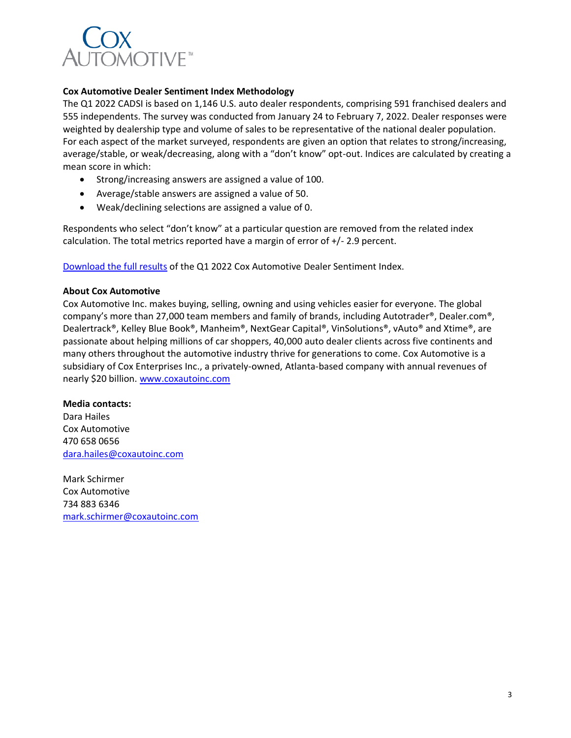**Cox Automotive Dealer Sentiment Index Methodology**

The Q1 2022 CADSI is based on 1,146 U.S. auto dealer respondents, comprising 591 franchised dealers and 555 independents. The survey was conducted from January 24 to February 7, 2022. Dealer responses were weighted by dealership type and volume of sales to be representative of the national dealer population. For each aspect of the market surveyed, respondents are given an option that relates to strong/increasing, average/stable, or weak/decreasing, along with a "don't know" opt-out. Indices are calculated by creating a mean score in which:

- Strong/increasing answers are assigned a value of 100.
- Average/stable answers are assigned a value of 50.
- Weak/declining selections are assigned a value of 0.

Respondents who select "don't know" at a particular question are removed from the related index calculation. The total metrics reported have a margin of error of +/- 2.9 percent.

Download the full results of the Q1 2022 Cox Automotive Dealer Sentiment Index.

**About Cox Automotive**

Cox Automotive Inc. makes buying, selling, owning and using vehicles easier for everyone. The global company's more than 27,000 team members and family of brands, including Autotrader®, Dealer.com®, Dealertrack®, Kelley Blue Book®, Manheim®, NextGear Capital®, VinSolutions®, vAuto® and Xtime®, are passionate about helping millions of car shoppers, 40,000 auto dealer clients across five continents and many others throughout the automotive industry thrive for generations to come. Cox Automotive is a subsidiary of Cox Enterprises Inc., a privately-owned, Atlanta-based company with annual revenues of nearly $20 billion. www.coxautoinc.com

**Media contacts:**

Dara Hailes
Cox Automotive
470 658 0656
dara.hailes@coxautoinc.com

Mark Schirmer
Cox Automotive
734 883 6346
mark.schirmer@coxautoinc.com